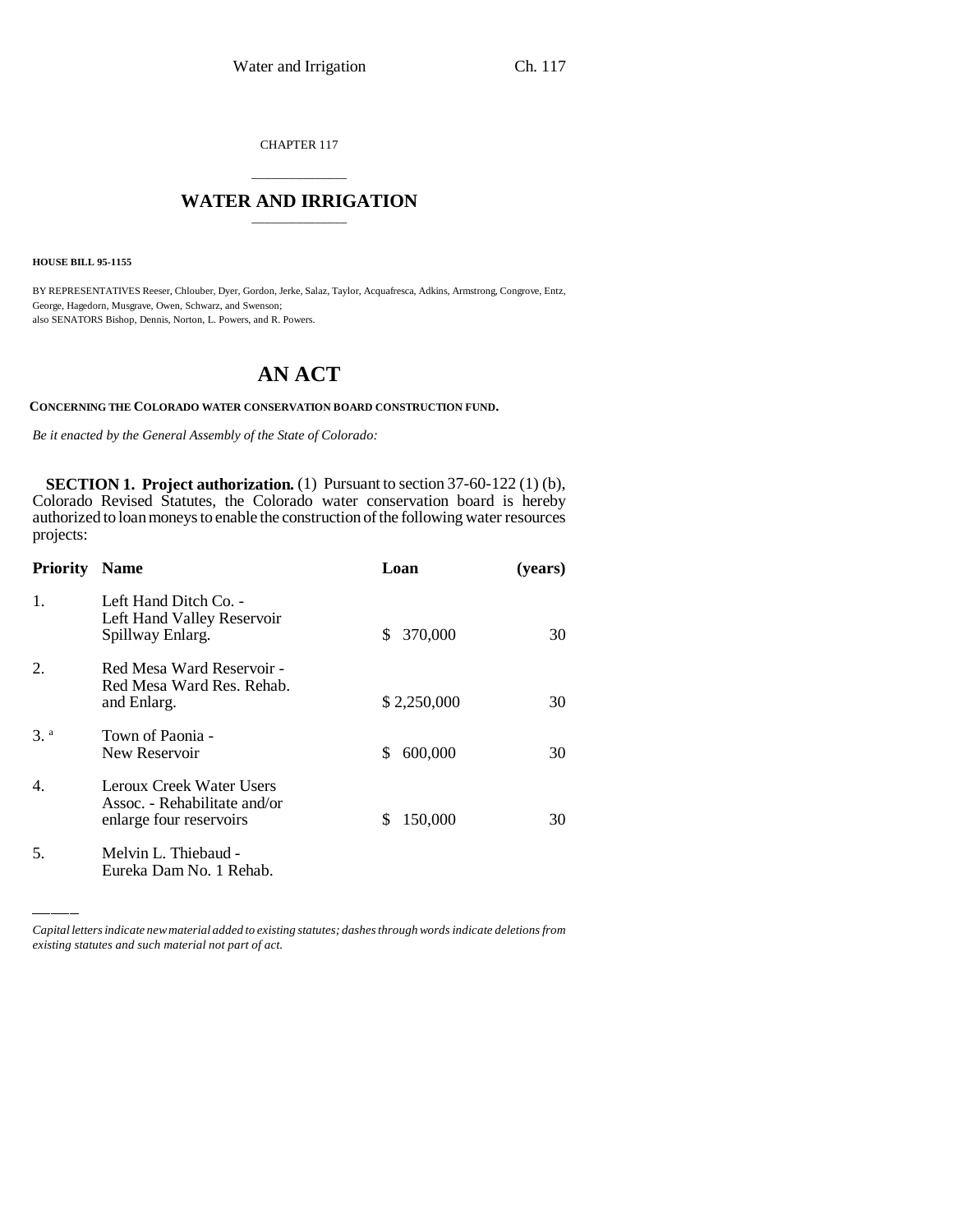CHAPTER 117

# WATER AND IRRIGATION

**HOUSE BILL 95-1155**

BY REPRESENTATIVES Reeser, Chlouber, Dyer, Gordon, Jerke, Salaz, Taylor, Acquafresca, Adkins, Armstrong, Congrove, Entz, George, Hagedorn, Musgrave, Owen, Schwarz, and Swenson;
also SENATORS Bishop, Dennis, Norton, L. Powers, and R. Powers.

# AN ACT

**CONCERNING THE COLORADO WATER CONSERVATION BOARD CONSTRUCTION FUND.**

*Be it enacted by the General Assembly of the State of Colorado:*

**SECTION 1. Project authorization.** (1) Pursuant to section 37-60-122 (1) (b), Colorado Revised Statutes, the Colorado water conservation board is hereby authorized to loan moneys to enable the construction of the following water resources projects:

| Priority | Name | Loan | (years) |
|---|---|---|---|
| 1. | Left Hand Ditch Co. - Left Hand Valley Reservoir Spillway Enlarg. | $ 370,000 | 30 |
| 2. | Red Mesa Ward Reservoir - Red Mesa Ward Res. Rehab. and Enlarg. | $ 2,250,000 | 30 |
| 3. [a] | Town of Paonia - New Reservoir | $ 600,000 | 30 |
| 4. | Leroux Creek Water Users Assoc. - Rehabilitate and/or enlarge four reservoirs | $ 150,000 | 30 |
| 5. | Melvin L. Thiebaud - Eureka Dam No. 1 Rehab. | | |

*Capital letters indicate new material added to existing statutes; dashes through words indicate deletions from existing statutes and such material not part of act.*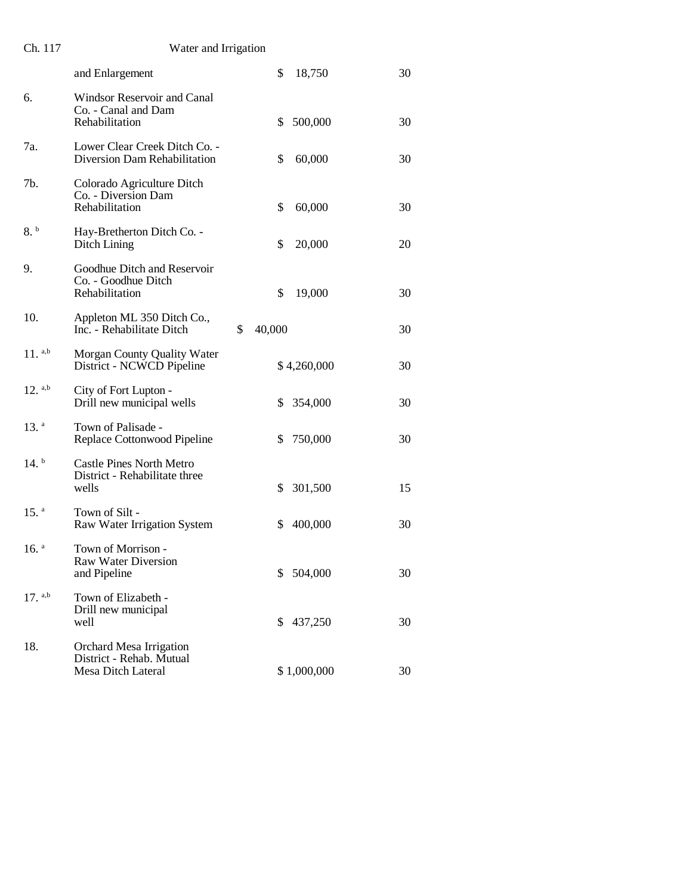| | | | |
|---|---|---|---|
| | and Enlargement | $ 18,750 | 30 |
| 6. | Windsor Reservoir and Canal Co. - Canal and Dam Rehabilitation | $ 500,000 | 30 |
| 7a. | Lower Clear Creek Ditch Co. - Diversion Dam Rehabilitation | $ 60,000 | 30 |
| 7b. | Colorado Agriculture Ditch Co. - Diversion Dam Rehabilitation | $ 60,000 | 30 |
| 8. [b] | Hay-Bretherton Ditch Co. - Ditch Lining | $ 20,000 | 20 |
| 9. | Goodhue Ditch and Reservoir Co. - Goodhue Ditch Rehabilitation | $ 19,000 | 30 |
| 10. | Appleton ML 350 Ditch Co., Inc. - Rehabilitate Ditch | $ 40,000 | 30 |
| 11. [a,b] | Morgan County Quality Water District - NCWCD Pipeline | $ 4,260,000 | 30 |
| 12. [a,b] | City of Fort Lupton - Drill new municipal wells | $ 354,000 | 30 |
| 13. [a] | Town of Palisade - Replace Cottonwood Pipeline | $ 750,000 | 30 |
| 14. [b] | Castle Pines North Metro District - Rehabilitate three wells | $ 301,500 | 15 |
| 15. [a] | Town of Silt - Raw Water Irrigation System | $ 400,000 | 30 |
| 16. [a] | Town of Morrison - Raw Water Diversion and Pipeline | $ 504,000 | 30 |
| 17. [a,b] | Town of Elizabeth - Drill new municipal well | $ 437,250 | 30 |
| 18. | Orchard Mesa Irrigation District - Rehab. Mutual Mesa Ditch Lateral | $ 1,000,000 | 30 |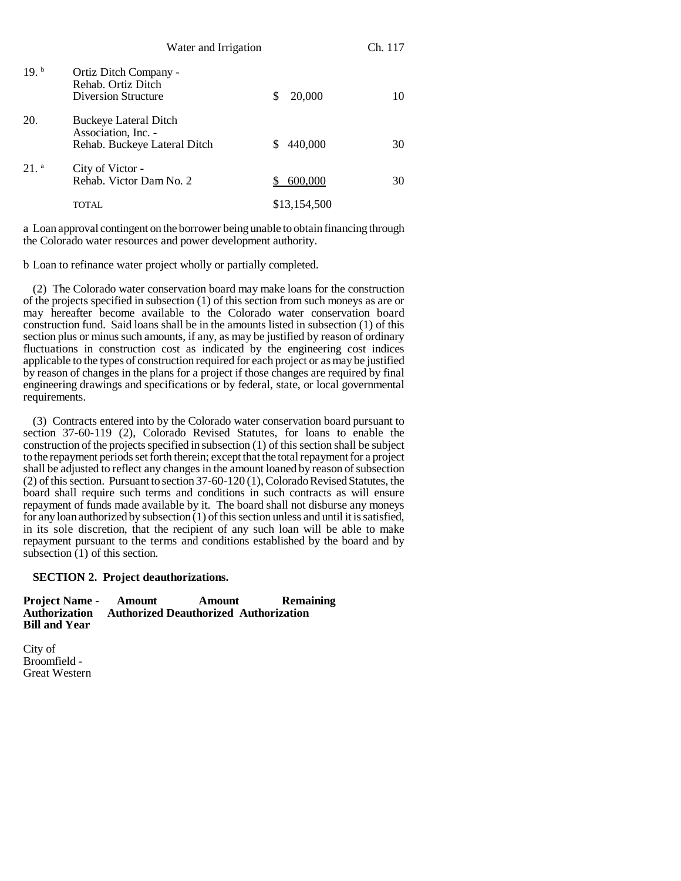| | | | |
|---|---|---|---|
| 19. [b] | Ortiz Ditch Company - Rehab. Ortiz Ditch Diversion Structure | $ 20,000 | 10 |
| 20. | Buckeye Lateral Ditch Association, Inc. - Rehab. Buckeye Lateral Ditch | $ 440,000 | 30 |
| 21. [a] | City of Victor - Rehab. Victor Dam No. 2 | $ 600,000 | 30 |
| | TOTAL | $13,154,500 | |

a Loan approval contingent on the borrower being unable to obtain financing through the Colorado water resources and power development authority.

b Loan to refinance water project wholly or partially completed.

(2) The Colorado water conservation board may make loans for the construction of the projects specified in subsection (1) of this section from such moneys as are or may hereafter become available to the Colorado water conservation board construction fund. Said loans shall be in the amounts listed in subsection (1) of this section plus or minus such amounts, if any, as may be justified by reason of ordinary fluctuations in construction cost as indicated by the engineering cost indices applicable to the types of construction required for each project or as may be justified by reason of changes in the plans for a project if those changes are required by final engineering drawings and specifications or by federal, state, or local governmental requirements.

(3) Contracts entered into by the Colorado water conservation board pursuant to section 37-60-119 (2), Colorado Revised Statutes, for loans to enable the construction of the projects specified in subsection (1) of this section shall be subject to the repayment periods set forth therein; except that the total repayment for a project shall be adjusted to reflect any changes in the amount loaned by reason of subsection (2) of this section. Pursuant to section 37-60-120 (1), Colorado Revised Statutes, the board shall require such terms and conditions in such contracts as will ensure repayment of funds made available by it. The board shall not disburse any moneys for any loan authorized by subsection (1) of this section unless and until it is satisfied, in its sole discretion, that the recipient of any such loan will be able to make repayment pursuant to the terms and conditions established by the board and by subsection (1) of this section.

**SECTION 2. Project deauthorizations.**

| Project Name - Authorization Bill and Year | Amount Authorized | Amount Deauthorized | Remaining Authorization |
|---|---|---|---|
| City of Broomfield - Great Western | | | |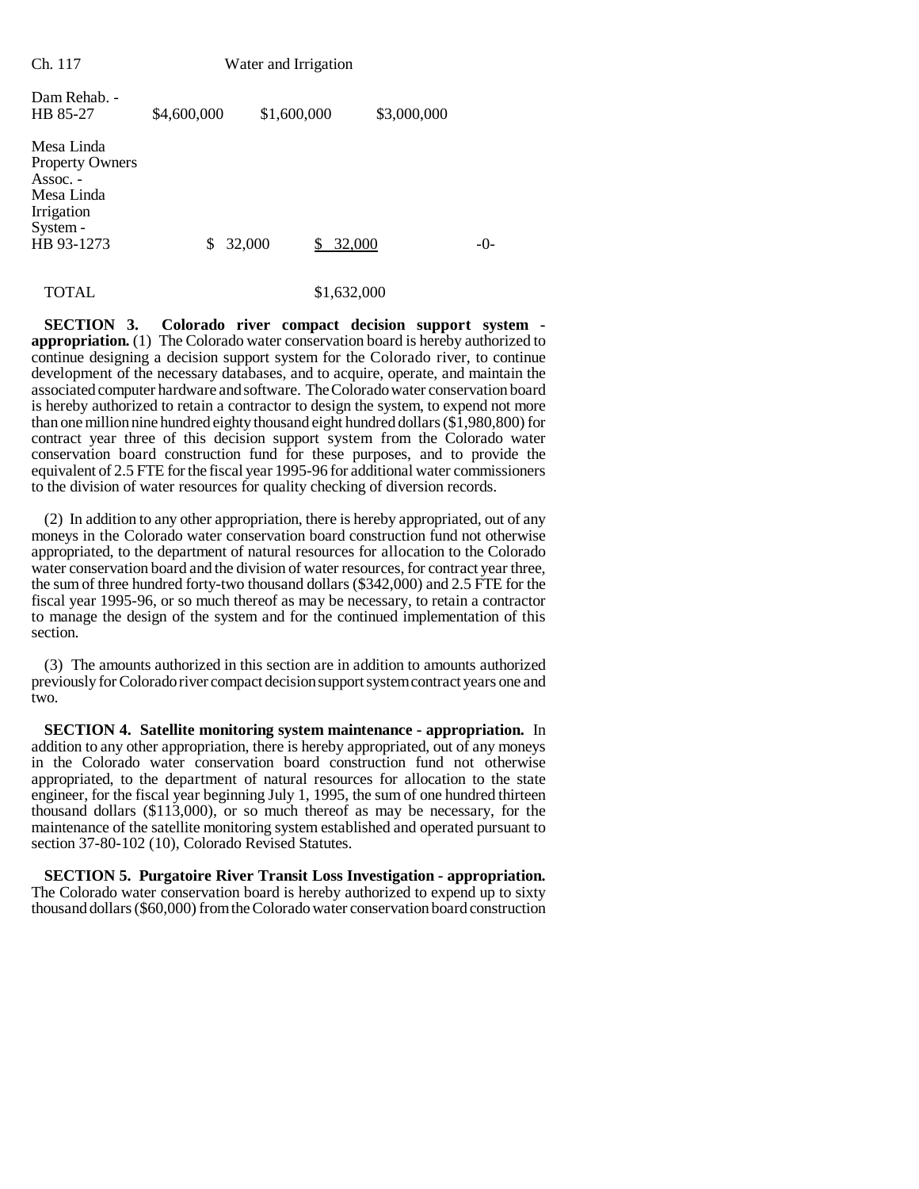| | | | |
|---|---|---|---|
| Dam Rehab. - HB 85-27 | $4,600,000 | $1,600,000 | $3,000,000 |
| Mesa Linda Property Owners Assoc. - Mesa Linda Irrigation System - HB 93-1273 | $ 32,000 | $ 32,000 | -0- |
| TOTAL | | $1,632,000 | |

**SECTION 3. Colorado river compact decision support system - appropriation.** (1) The Colorado water conservation board is hereby authorized to continue designing a decision support system for the Colorado river, to continue development of the necessary databases, and to acquire, operate, and maintain the associated computer hardware and software. The Colorado water conservation board is hereby authorized to retain a contractor to design the system, to expend not more than one million nine hundred eighty thousand eight hundred dollars ($1,980,800) for contract year three of this decision support system from the Colorado water conservation board construction fund for these purposes, and to provide the equivalent of 2.5 FTE for the fiscal year 1995-96 for additional water commissioners to the division of water resources for quality checking of diversion records.

(2) In addition to any other appropriation, there is hereby appropriated, out of any moneys in the Colorado water conservation board construction fund not otherwise appropriated, to the department of natural resources for allocation to the Colorado water conservation board and the division of water resources, for contract year three, the sum of three hundred forty-two thousand dollars ($342,000) and 2.5 FTE for the fiscal year 1995-96, or so much thereof as may be necessary, to retain a contractor to manage the design of the system and for the continued implementation of this section.

(3) The amounts authorized in this section are in addition to amounts authorized previously for Colorado river compact decision support system contract years one and two.

**SECTION 4. Satellite monitoring system maintenance - appropriation.** In addition to any other appropriation, there is hereby appropriated, out of any moneys in the Colorado water conservation board construction fund not otherwise appropriated, to the department of natural resources for allocation to the state engineer, for the fiscal year beginning July 1, 1995, the sum of one hundred thirteen thousand dollars ($113,000), or so much thereof as may be necessary, for the maintenance of the satellite monitoring system established and operated pursuant to section 37-80-102 (10), Colorado Revised Statutes.

**SECTION 5. Purgatoire River Transit Loss Investigation - appropriation.** The Colorado water conservation board is hereby authorized to expend up to sixty thousand dollars ($60,000) from the Colorado water conservation board construction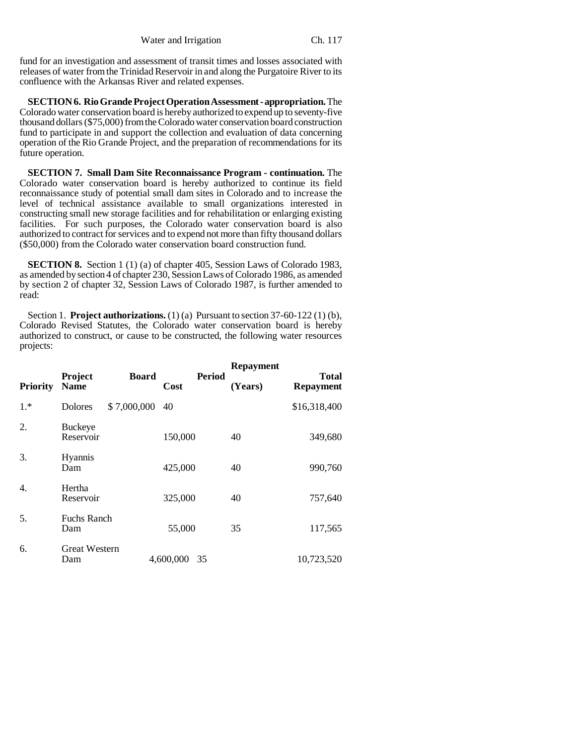fund for an investigation and assessment of transit times and losses associated with releases of water from the Trinidad Reservoir in and along the Purgatoire River to its confluence with the Arkansas River and related expenses.

**SECTION 6. Rio Grande Project Operation Assessment - appropriation.** The Colorado water conservation board is hereby authorized to expend up to seventy-five thousand dollars ($75,000) from the Colorado water conservation board construction fund to participate in and support the collection and evaluation of data concerning operation of the Rio Grande Project, and the preparation of recommendations for its future operation.

**SECTION 7. Small Dam Site Reconnaissance Program - continuation.** The Colorado water conservation board is hereby authorized to continue its field reconnaissance study of potential small dam sites in Colorado and to increase the level of technical assistance available to small organizations interested in constructing small new storage facilities and for rehabilitation or enlarging existing facilities. For such purposes, the Colorado water conservation board is also authorized to contract for services and to expend not more than fifty thousand dollars ($50,000) from the Colorado water conservation board construction fund.

**SECTION 8.** Section 1 (1) (a) of chapter 405, Session Laws of Colorado 1983, as amended by section 4 of chapter 230, Session Laws of Colorado 1986, as amended by section 2 of chapter 32, Session Laws of Colorado 1987, is further amended to read:

Section 1. **Project authorizations.** (1) (a) Pursuant to section 37-60-122 (1) (b), Colorado Revised Statutes, the Colorado water conservation board is hereby authorized to construct, or cause to be constructed, the following water resources projects:

| **Priority** | **Project Name** | **Board Cost** | **Repayment Period (Years)** | **Total Repayment** |
|---|---|---|---|---|
| 1.* | Dolores | $ 7,000,000 | 40 | $16,318,400 |
| 2. | Buckeye Reservoir | 150,000 | 40 | 349,680 |
| 3. | Hyannis Dam | 425,000 | 40 | 990,760 |
| 4. | Hertha Reservoir | 325,000 | 40 | 757,640 |
| 5. | Fuchs Ranch Dam | 55,000 | 35 | 117,565 |
| 6. | Great Western Dam | 4,600,000 | 35 | 10,723,520 |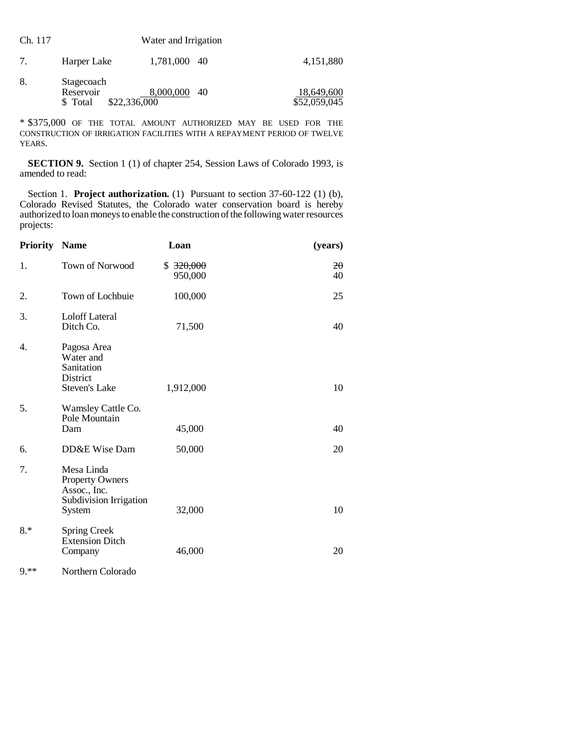| | | | | |
|---|---|---|---|---|
| 7. | Harper Lake | 1,781,000 | 40 | 4,151,880 |
| 8. | Stagecoach Reservoir | 8,000,000 | 40 | 18,649,600 |
| | $ Total | $22,336,000 | | $52,059,045 |

* $375,000 OF THE TOTAL AMOUNT AUTHORIZED MAY BE USED FOR THE CONSTRUCTION OF IRRIGATION FACILITIES WITH A REPAYMENT PERIOD OF TWELVE YEARS.

**SECTION 9.** Section 1 (1) of chapter 254, Session Laws of Colorado 1993, is amended to read:

Section 1. **Project authorization.** (1) Pursuant to section 37-60-122 (1) (b), Colorado Revised Statutes, the Colorado water conservation board is hereby authorized to loan moneys to enable the construction of the following water resources projects:

| Priority | Name | Loan | (years) |
|---|---|---|---|
| 1. | Town of Norwood | $ ~~320,000~~ 950,000 | ~~20~~ 40 |
| 2. | Town of Lochbuie | 100,000 | 25 |
| 3. | Loloff Lateral Ditch Co. | 71,500 | 40 |
| 4. | Pagosa Area Water and Sanitation District Steven's Lake | 1,912,000 | 10 |
| 5. | Wamsley Cattle Co. Pole Mountain Dam | 45,000 | 40 |
| 6. | DD&E Wise Dam | 50,000 | 20 |
| 7. | Mesa Linda Property Owners Assoc., Inc. Subdivision Irrigation System | 32,000 | 10 |
| 8.* | Spring Creek Extension Ditch Company | 46,000 | 20 |
| 9.** | Northern Colorado | | |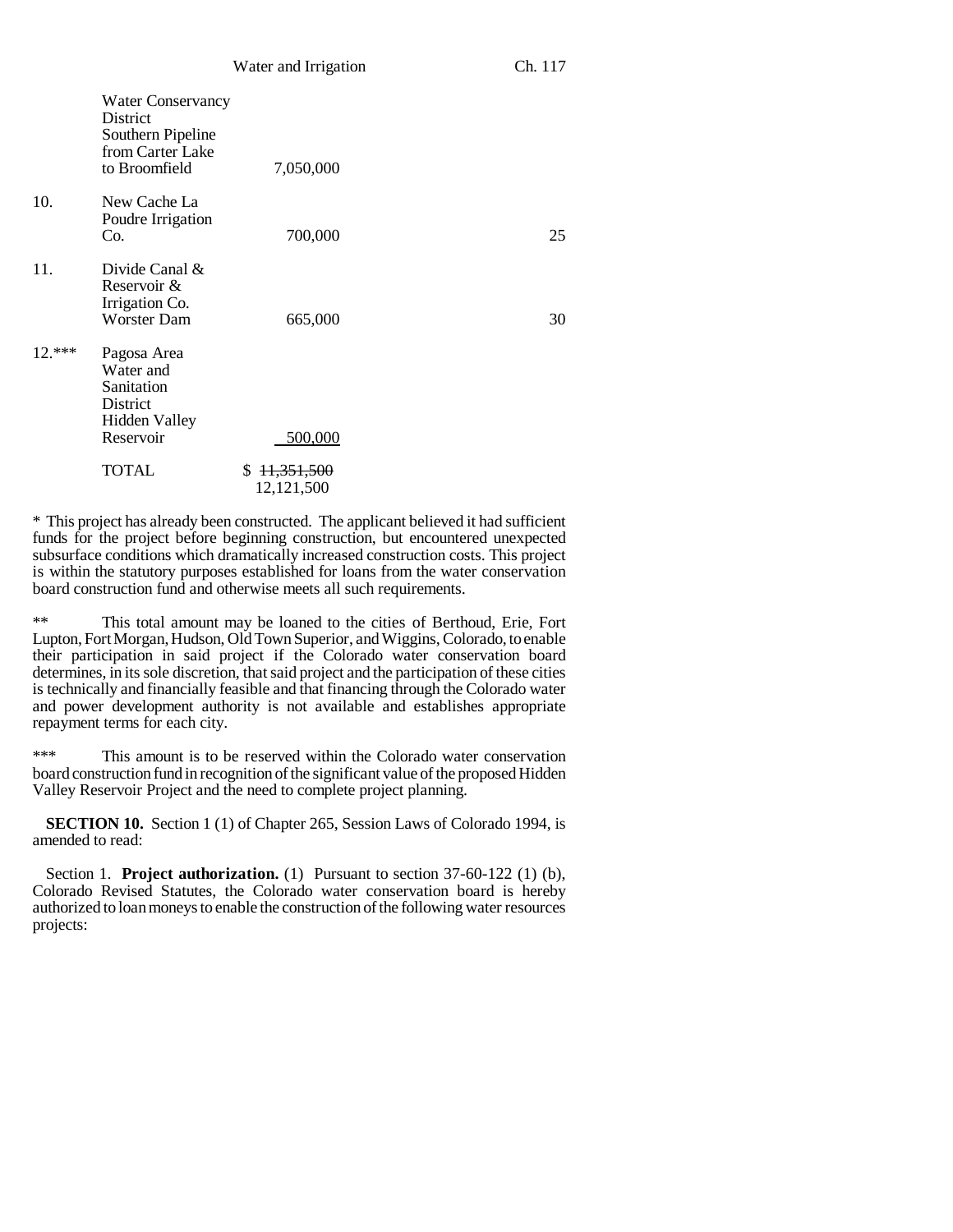| | | | |
|---|---|---|---|
| | Water Conservancy District Southern Pipeline from Carter Lake to Broomfield | 7,050,000 | |
| 10. | New Cache La Poudre Irrigation Co. | 700,000 | 25 |
| 11. | Divide Canal & Reservoir & Irrigation Co. Worster Dam | 665,000 | 30 |
| 12.*** | Pagosa Area Water and Sanitation District Hidden Valley Reservoir | 500,000 | |
| | TOTAL | $ ~~11,351,500~~ 12,121,500 | |

\* This project has already been constructed. The applicant believed it had sufficient funds for the project before beginning construction, but encountered unexpected subsurface conditions which dramatically increased construction costs. This project is within the statutory purposes established for loans from the water conservation board construction fund and otherwise meets all such requirements.

** This total amount may be loaned to the cities of Berthoud, Erie, Fort Lupton, Fort Morgan, Hudson, Old Town Superior, and Wiggins, Colorado, to enable their participation in said project if the Colorado water conservation board determines, in its sole discretion, that said project and the participation of these cities is technically and financially feasible and that financing through the Colorado water and power development authority is not available and establishes appropriate repayment terms for each city.

*** This amount is to be reserved within the Colorado water conservation board construction fund in recognition of the significant value of the proposed Hidden Valley Reservoir Project and the need to complete project planning.

**SECTION 10.** Section 1 (1) of Chapter 265, Session Laws of Colorado 1994, is amended to read:

Section 1. **Project authorization.** (1) Pursuant to section 37-60-122 (1) (b), Colorado Revised Statutes, the Colorado water conservation board is hereby authorized to loan moneys to enable the construction of the following water resources projects: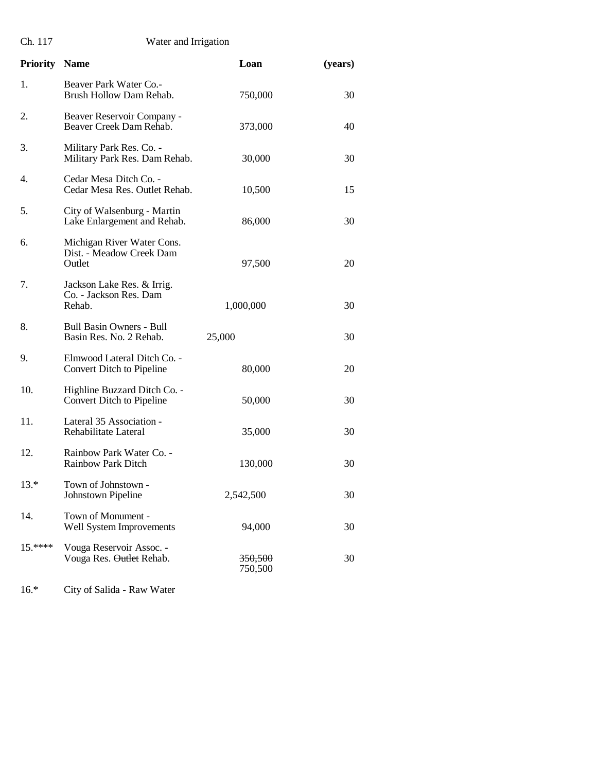| Priority | Name | Loan | (years) |
|---|---|---|---|
| 1. | Beaver Park Water Co.- Brush Hollow Dam Rehab. | 750,000 | 30 |
| 2. | Beaver Reservoir Company - Beaver Creek Dam Rehab. | 373,000 | 40 |
| 3. | Military Park Res. Co. - Military Park Res. Dam Rehab. | 30,000 | 30 |
| 4. | Cedar Mesa Ditch Co. - Cedar Mesa Res. Outlet Rehab. | 10,500 | 15 |
| 5. | City of Walsenburg - Martin Lake Enlargement and Rehab. | 86,000 | 30 |
| 6. | Michigan River Water Cons. Dist. - Meadow Creek Dam Outlet | 97,500 | 20 |
| 7. | Jackson Lake Res. & Irrig. Co. - Jackson Res. Dam Rehab. | 1,000,000 | 30 |
| 8. | Bull Basin Owners - Bull Basin Res. No. 2 Rehab. | 25,000 | 30 |
| 9. | Elmwood Lateral Ditch Co. - Convert Ditch to Pipeline | 80,000 | 20 |
| 10. | Highline Buzzard Ditch Co. - Convert Ditch to Pipeline | 50,000 | 30 |
| 11. | Lateral 35 Association - Rehabilitate Lateral | 35,000 | 30 |
| 12. | Rainbow Park Water Co. - Rainbow Park Ditch | 130,000 | 30 |
| 13.* | Town of Johnstown - Johnstown Pipeline | 2,542,500 | 30 |
| 14. | Town of Monument - Well System Improvements | 94,000 | 30 |
| 15.**** | Vouga Reservoir Assoc. - Vouga Res. ~~Outlet~~ Rehab. | ~~350,500~~ 750,500 | 30 |
| 16.* | City of Salida - Raw Water | | |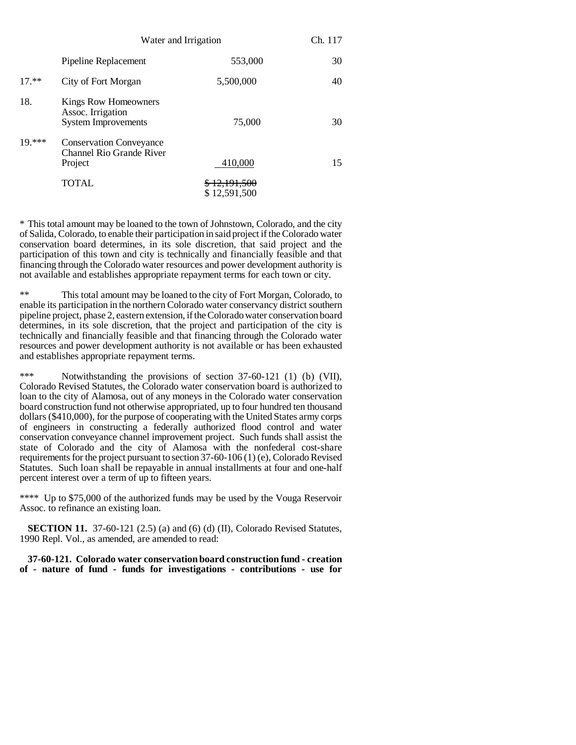| | | | |
|---|---|---|---|
| | Pipeline Replacement | 553,000 | 30 |
| 17.** | City of Fort Morgan | 5,500,000 | 40 |
| 18. | Kings Row Homeowners Assoc. Irrigation System Improvements | 75,000 | 30 |
| 19.*** | Conservation Conveyance Channel Rio Grande River Project | 410,000 | 15 |
| | TOTAL | ~~$ 12,191,500~~ $ 12,591,500 | |

* This total amount may be loaned to the town of Johnstown, Colorado, and the city of Salida, Colorado, to enable their participation in said project if the Colorado water conservation board determines, in its sole discretion, that said project and the participation of this town and city is technically and financially feasible and that financing through the Colorado water resources and power development authority is not available and establishes appropriate repayment terms for each town or city.

** This total amount may be loaned to the city of Fort Morgan, Colorado, to enable its participation in the northern Colorado water conservancy district southern pipeline project, phase 2, eastern extension, if the Colorado water conservation board determines, in its sole discretion, that the project and participation of the city is technically and financially feasible and that financing through the Colorado water resources and power development authority is not available or has been exhausted and establishes appropriate repayment terms.

*** Notwithstanding the provisions of section 37-60-121 (1) (b) (VII), Colorado Revised Statutes, the Colorado water conservation board is authorized to loan to the city of Alamosa, out of any moneys in the Colorado water conservation board construction fund not otherwise appropriated, up to four hundred ten thousand dollars ($410,000), for the purpose of cooperating with the United States army corps of engineers in constructing a federally authorized flood control and water conservation conveyance channel improvement project. Such funds shall assist the state of Colorado and the city of Alamosa with the nonfederal cost-share requirements for the project pursuant to section 37-60-106 (1) (e), Colorado Revised Statutes. Such loan shall be repayable in annual installments at four and one-half percent interest over a term of up to fifteen years.

**** Up to $75,000 of the authorized funds may be used by the Vouga Reservoir Assoc. to refinance an existing loan.

**SECTION 11.** 37-60-121 (2.5) (a) and (6) (d) (II), Colorado Revised Statutes, 1990 Repl. Vol., as amended, are amended to read:

**37-60-121. Colorado water conservation board construction fund - creation of - nature of fund - funds for investigations - contributions - use for**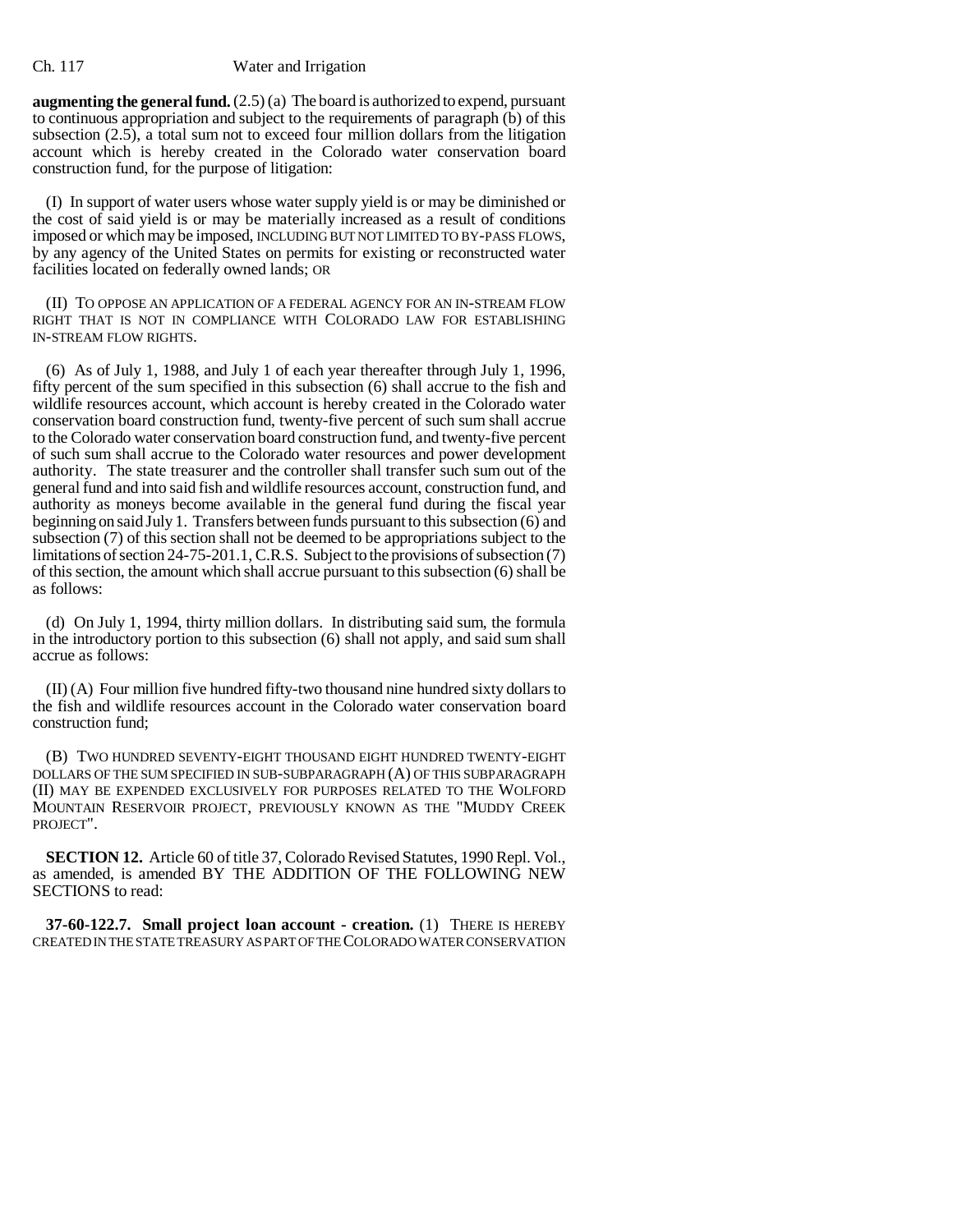**augmenting the general fund.** (2.5) (a) The board is authorized to expend, pursuant to continuous appropriation and subject to the requirements of paragraph (b) of this subsection (2.5), a total sum not to exceed four million dollars from the litigation account which is hereby created in the Colorado water conservation board construction fund, for the purpose of litigation:

(I) In support of water users whose water supply yield is or may be diminished or the cost of said yield is or may be materially increased as a result of conditions imposed or which may be imposed, INCLUDING BUT NOT LIMITED TO BY-PASS FLOWS, by any agency of the United States on permits for existing or reconstructed water facilities located on federally owned lands; OR

(II) TO OPPOSE AN APPLICATION OF A FEDERAL AGENCY FOR AN IN-STREAM FLOW RIGHT THAT IS NOT IN COMPLIANCE WITH COLORADO LAW FOR ESTABLISHING IN-STREAM FLOW RIGHTS.

(6) As of July 1, 1988, and July 1 of each year thereafter through July 1, 1996, fifty percent of the sum specified in this subsection (6) shall accrue to the fish and wildlife resources account, which account is hereby created in the Colorado water conservation board construction fund, twenty-five percent of such sum shall accrue to the Colorado water conservation board construction fund, and twenty-five percent of such sum shall accrue to the Colorado water resources and power development authority. The state treasurer and the controller shall transfer such sum out of the general fund and into said fish and wildlife resources account, construction fund, and authority as moneys become available in the general fund during the fiscal year beginning on said July 1. Transfers between funds pursuant to this subsection (6) and subsection (7) of this section shall not be deemed to be appropriations subject to the limitations of section 24-75-201.1, C.R.S. Subject to the provisions of subsection (7) of this section, the amount which shall accrue pursuant to this subsection (6) shall be as follows:

(d) On July 1, 1994, thirty million dollars. In distributing said sum, the formula in the introductory portion to this subsection (6) shall not apply, and said sum shall accrue as follows:

(II) (A) Four million five hundred fifty-two thousand nine hundred sixty dollars to the fish and wildlife resources account in the Colorado water conservation board construction fund;

(B) TWO HUNDRED SEVENTY-EIGHT THOUSAND EIGHT HUNDRED TWENTY-EIGHT DOLLARS OF THE SUM SPECIFIED IN SUB-SUBPARAGRAPH (A) OF THIS SUBPARAGRAPH (II) MAY BE EXPENDED EXCLUSIVELY FOR PURPOSES RELATED TO THE WOLFORD MOUNTAIN RESERVOIR PROJECT, PREVIOUSLY KNOWN AS THE "MUDDY CREEK PROJECT".

**SECTION 12.** Article 60 of title 37, Colorado Revised Statutes, 1990 Repl. Vol., as amended, is amended BY THE ADDITION OF THE FOLLOWING NEW SECTIONS to read:

**37-60-122.7. Small project loan account - creation.** (1) THERE IS HEREBY CREATED IN THE STATE TREASURY AS PART OF THE COLORADO WATER CONSERVATION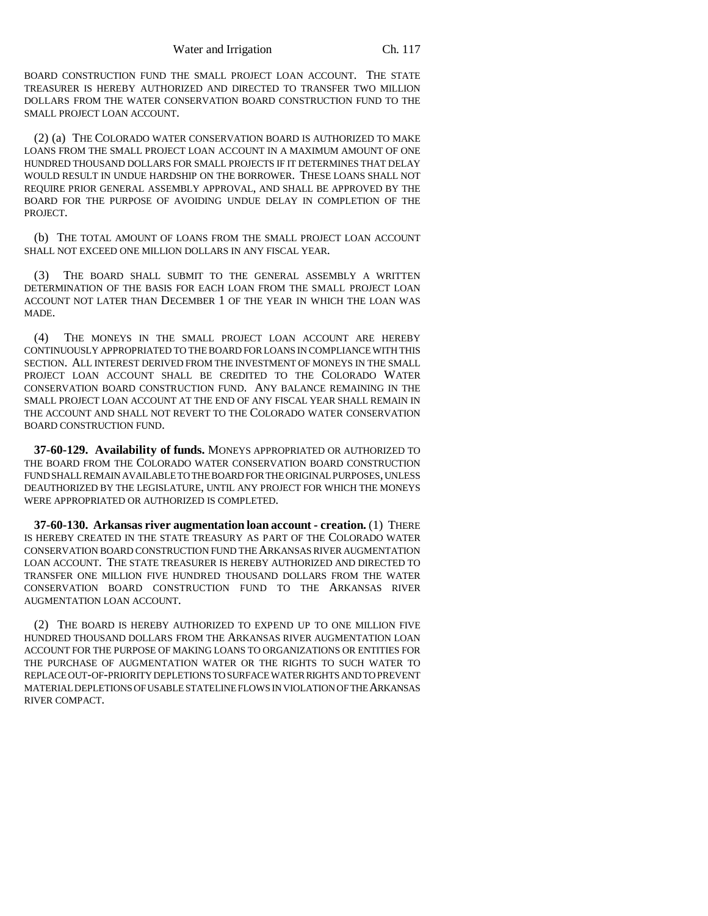BOARD CONSTRUCTION FUND THE SMALL PROJECT LOAN ACCOUNT. THE STATE TREASURER IS HEREBY AUTHORIZED AND DIRECTED TO TRANSFER TWO MILLION DOLLARS FROM THE WATER CONSERVATION BOARD CONSTRUCTION FUND TO THE SMALL PROJECT LOAN ACCOUNT.

(2) (a) THE COLORADO WATER CONSERVATION BOARD IS AUTHORIZED TO MAKE LOANS FROM THE SMALL PROJECT LOAN ACCOUNT IN A MAXIMUM AMOUNT OF ONE HUNDRED THOUSAND DOLLARS FOR SMALL PROJECTS IF IT DETERMINES THAT DELAY WOULD RESULT IN UNDUE HARDSHIP ON THE BORROWER. THESE LOANS SHALL NOT REQUIRE PRIOR GENERAL ASSEMBLY APPROVAL, AND SHALL BE APPROVED BY THE BOARD FOR THE PURPOSE OF AVOIDING UNDUE DELAY IN COMPLETION OF THE PROJECT.

(b) THE TOTAL AMOUNT OF LOANS FROM THE SMALL PROJECT LOAN ACCOUNT SHALL NOT EXCEED ONE MILLION DOLLARS IN ANY FISCAL YEAR.

(3) THE BOARD SHALL SUBMIT TO THE GENERAL ASSEMBLY A WRITTEN DETERMINATION OF THE BASIS FOR EACH LOAN FROM THE SMALL PROJECT LOAN ACCOUNT NOT LATER THAN DECEMBER 1 OF THE YEAR IN WHICH THE LOAN WAS MADE.

(4) THE MONEYS IN THE SMALL PROJECT LOAN ACCOUNT ARE HEREBY CONTINUOUSLY APPROPRIATED TO THE BOARD FOR LOANS IN COMPLIANCE WITH THIS SECTION. ALL INTEREST DERIVED FROM THE INVESTMENT OF MONEYS IN THE SMALL PROJECT LOAN ACCOUNT SHALL BE CREDITED TO THE COLORADO WATER CONSERVATION BOARD CONSTRUCTION FUND. ANY BALANCE REMAINING IN THE SMALL PROJECT LOAN ACCOUNT AT THE END OF ANY FISCAL YEAR SHALL REMAIN IN THE ACCOUNT AND SHALL NOT REVERT TO THE COLORADO WATER CONSERVATION BOARD CONSTRUCTION FUND.

**37-60-129. Availability of funds.** MONEYS APPROPRIATED OR AUTHORIZED TO THE BOARD FROM THE COLORADO WATER CONSERVATION BOARD CONSTRUCTION FUND SHALL REMAIN AVAILABLE TO THE BOARD FOR THE ORIGINAL PURPOSES, UNLESS DEAUTHORIZED BY THE LEGISLATURE, UNTIL ANY PROJECT FOR WHICH THE MONEYS WERE APPROPRIATED OR AUTHORIZED IS COMPLETED.

**37-60-130. Arkansas river augmentation loan account - creation.** (1) THERE IS HEREBY CREATED IN THE STATE TREASURY AS PART OF THE COLORADO WATER CONSERVATION BOARD CONSTRUCTION FUND THE ARKANSAS RIVER AUGMENTATION LOAN ACCOUNT. THE STATE TREASURER IS HEREBY AUTHORIZED AND DIRECTED TO TRANSFER ONE MILLION FIVE HUNDRED THOUSAND DOLLARS FROM THE WATER CONSERVATION BOARD CONSTRUCTION FUND TO THE ARKANSAS RIVER AUGMENTATION LOAN ACCOUNT.

(2) THE BOARD IS HEREBY AUTHORIZED TO EXPEND UP TO ONE MILLION FIVE HUNDRED THOUSAND DOLLARS FROM THE ARKANSAS RIVER AUGMENTATION LOAN ACCOUNT FOR THE PURPOSE OF MAKING LOANS TO ORGANIZATIONS OR ENTITIES FOR THE PURCHASE OF AUGMENTATION WATER OR THE RIGHTS TO SUCH WATER TO REPLACE OUT-OF-PRIORITY DEPLETIONS TO SURFACE WATER RIGHTS AND TO PREVENT MATERIAL DEPLETIONS OF USABLE STATELINE FLOWS IN VIOLATION OF THE ARKANSAS RIVER COMPACT.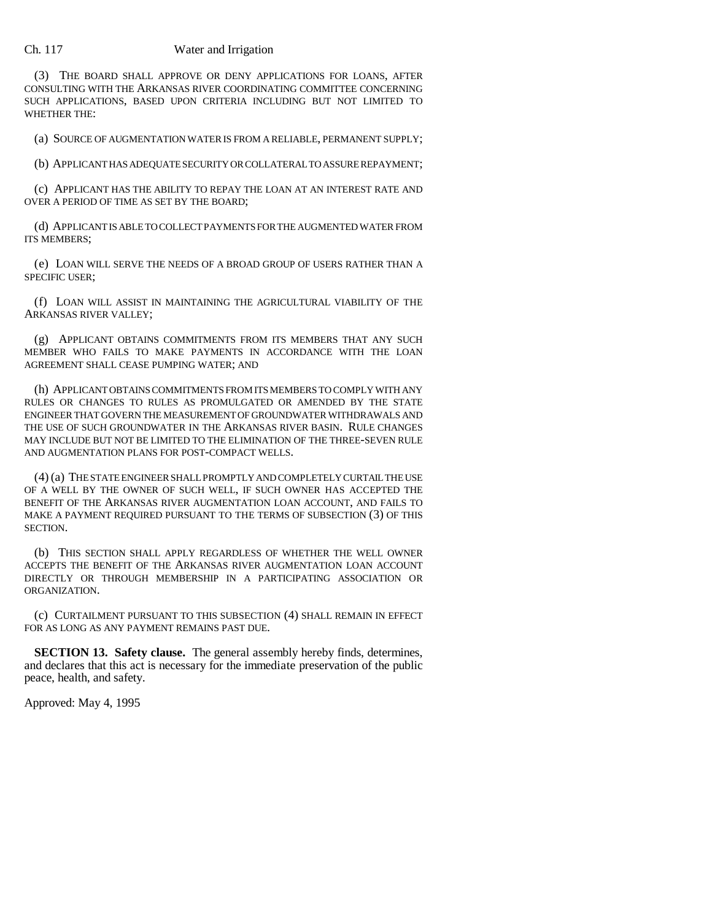(3) THE BOARD SHALL APPROVE OR DENY APPLICATIONS FOR LOANS, AFTER CONSULTING WITH THE ARKANSAS RIVER COORDINATING COMMITTEE CONCERNING SUCH APPLICATIONS, BASED UPON CRITERIA INCLUDING BUT NOT LIMITED TO WHETHER THE:

(a) SOURCE OF AUGMENTATION WATER IS FROM A RELIABLE, PERMANENT SUPPLY;

(b) APPLICANT HAS ADEQUATE SECURITY OR COLLATERAL TO ASSURE REPAYMENT;

(c) APPLICANT HAS THE ABILITY TO REPAY THE LOAN AT AN INTEREST RATE AND OVER A PERIOD OF TIME AS SET BY THE BOARD;

(d) APPLICANT IS ABLE TO COLLECT PAYMENTS FOR THE AUGMENTED WATER FROM ITS MEMBERS;

(e) LOAN WILL SERVE THE NEEDS OF A BROAD GROUP OF USERS RATHER THAN A SPECIFIC USER;

(f) LOAN WILL ASSIST IN MAINTAINING THE AGRICULTURAL VIABILITY OF THE ARKANSAS RIVER VALLEY;

(g) APPLICANT OBTAINS COMMITMENTS FROM ITS MEMBERS THAT ANY SUCH MEMBER WHO FAILS TO MAKE PAYMENTS IN ACCORDANCE WITH THE LOAN AGREEMENT SHALL CEASE PUMPING WATER; AND

(h) APPLICANT OBTAINS COMMITMENTS FROM ITS MEMBERS TO COMPLY WITH ANY RULES OR CHANGES TO RULES AS PROMULGATED OR AMENDED BY THE STATE ENGINEER THAT GOVERN THE MEASUREMENT OF GROUNDWATER WITHDRAWALS AND THE USE OF SUCH GROUNDWATER IN THE ARKANSAS RIVER BASIN. RULE CHANGES MAY INCLUDE BUT NOT BE LIMITED TO THE ELIMINATION OF THE THREE-SEVEN RULE AND AUGMENTATION PLANS FOR POST-COMPACT WELLS.

(4) (a) THE STATE ENGINEER SHALL PROMPTLY AND COMPLETELY CURTAIL THE USE OF A WELL BY THE OWNER OF SUCH WELL, IF SUCH OWNER HAS ACCEPTED THE BENEFIT OF THE ARKANSAS RIVER AUGMENTATION LOAN ACCOUNT, AND FAILS TO MAKE A PAYMENT REQUIRED PURSUANT TO THE TERMS OF SUBSECTION (3) OF THIS SECTION.

(b) THIS SECTION SHALL APPLY REGARDLESS OF WHETHER THE WELL OWNER ACCEPTS THE BENEFIT OF THE ARKANSAS RIVER AUGMENTATION LOAN ACCOUNT DIRECTLY OR THROUGH MEMBERSHIP IN A PARTICIPATING ASSOCIATION OR ORGANIZATION.

(c) CURTAILMENT PURSUANT TO THIS SUBSECTION (4) SHALL REMAIN IN EFFECT FOR AS LONG AS ANY PAYMENT REMAINS PAST DUE.

**SECTION 13. Safety clause.** The general assembly hereby finds, determines, and declares that this act is necessary for the immediate preservation of the public peace, health, and safety.

Approved: May 4, 1995